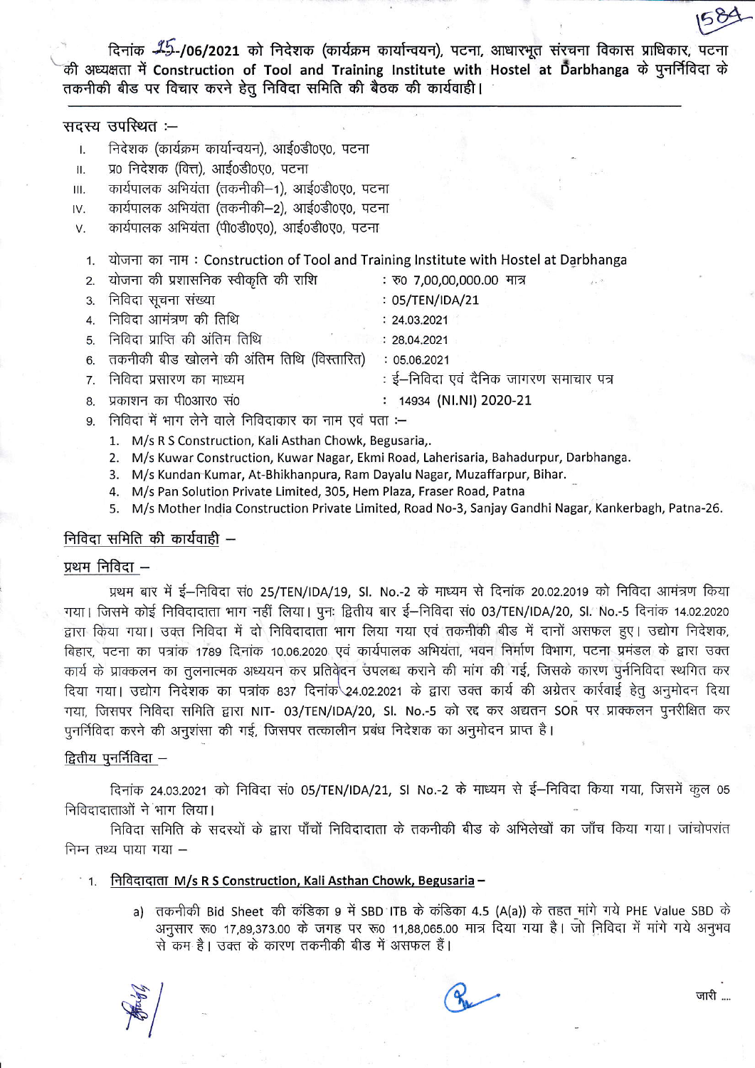दिनांक 25-/06/2021 को निदेशक (कार्यक्रम कार्यान्वयन), पटना, आधारभूत संरचना विकास प्राधिकार, पटना की अध्यक्षता में Construction of Tool and Training Institute with Hostel at Darbhanga के पुनर्निविदा के तकनीकी बीड पर विचार करने हेतु निविदा समिति की बैठक की कार्यवाही।

सदस्य उपस्थित :–

I. निदेशक (कार्यक्रम कार्यान्वयन), आई०डी०ए०, पटना
II. प्र० निदेशक (वित्त), आई०डी०ए०, पटना
III. कार्यपालक अभियंता (तकनीकी–1), आई०डी०ए०, पटना
IV. कार्यपालक अभियंता (तकनीकी–2), आई०डी०ए०, पटना
V. कार्यपालक अभियंता (पी०डी०ए०), आई०डी०ए०, पटना

1. योजना का नाम : Construction of Tool and Training Institute with Hostel at Darbhanga
2. योजना की प्रशासनिक स्वीकृति की राशि : रू० 7,00,00,000.00 मात्र
3. निविदा सूचना संख्या : 05/TEN/IDA/21
4. निविदा आमंत्रण की तिथि : 24.03.2021
5. निविदा प्राप्ति की अंतिम तिथि : 28.04.2021
6. तकनीकी बीड खोलने की अंतिम तिथि (विस्तारित) : 05.06.2021
7. निविदा प्रसारण का माध्यम : ई–निविदा एवं दैनिक जागरण समाचार पत्र
8. प्रकाशन का पी०आर० सं० : 14934 (NI.NI) 2020-21
9. निविदा में भाग लेने वाले निविदाकार का नाम एवं पता :–
    1. M/s R S Construction, Kali Asthan Chowk, Begusaria,.
    2. M/s Kuwar Construction, Kuwar Nagar, Ekmi Road, Laherisaria, Bahadurpur, Darbhanga.
    3. M/s Kundan Kumar, At-Bhikhanpura, Ram Dayalu Nagar, Muzaffarpur, Bihar.
    4. M/s Pan Solution Private Limited, 305, Hem Plaza, Fraser Road, Patna
    5. M/s Mother India Construction Private Limited, Road No-3, Sanjay Gandhi Nagar, Kankerbagh, Patna-26.

## निविदा समिति की कार्यवाही –

### प्रथम निविदा –

प्रथम बार में ई–निविदा सं० 25/TEN/IDA/19, Sl. No.-2 के माध्यम से दिनांक 20.02.2019 को निविदा आमंत्रण किया गया। जिसमे कोई निविदादाता भाग नहीं लिया। पुनः द्वितीय बार ई–निविदा सं० 03/TEN/IDA/20, Sl. No.-5 दिनांक 14.02.2020 द्वारा किया गया। उक्त निविदा में दो निविदादाता भाग लिया गया एवं तकनीकी बीड में दानों असफल हुए। उद्योग निदेशक, बिहार, पटना का पत्रांक 1789 दिनांक 10.06.2020 एवं कार्यपालक अभियंता, भवन निर्माण विभाग, पटना प्रमंडल के द्वारा उक्त कार्य के प्राक्कलन का तुलनात्मक अध्ययन कर प्रतिवेदन उपलब्ध कराने की मांग की गई, जिसके कारण पुर्ननिविदा स्थगित कर दिया गया। उद्योग निदेशक का पत्रांक 837 दिनांक 24.02.2021 के द्वारा उक्त कार्य की अग्रेतर कार्वाई हेतु अनुमोदन दिया गया, जिसपर निविदा समिति द्वारा NIT- 03/TEN/IDA/20, Sl. No.-5 को रद्द कर अद्यतन SOR पर प्राक्कलन पुनरीक्षित कर पुनर्निविदा करने की अनुशंसा की गई, जिसपर तत्कालीन प्रबंध निदेशक का अनुमोदन प्राप्त है।

### द्वितीय पुनर्निविदा –

दिनांक 24.03.2021 को निविदा सं० 05/TEN/IDA/21, Sl No.-2 के माध्यम से ई–निविदा किया गया, जिसमें कुल 05 निविदादाताओं ने भाग लिया।

निविदा समिति के सदस्यों के द्वारा पाँचों निविदादाता के तकनीकी बीड के अभिलेखों का जाँच किया गया। जांचोपरांत निम्न तथ्य पाया गया –

1. **निविदादाता M/s R S Construction, Kali Asthan Chowk, Begusaria –**

    a) तकनीकी Bid Sheet की कंडिका 9 में SBD ITB के कंडिका 4.5 (A(a)) के तहत मांगे गये PHE Value SBD के अनुसार रू० 17,89,373.00 के जगह पर रू० 11,88,065.00 मात्र दिया गया है। जो निविदा में मांगे गये अनुभव से कम है। उक्त के कारण तकनीकी बीड में असफल हैं।

जारी ....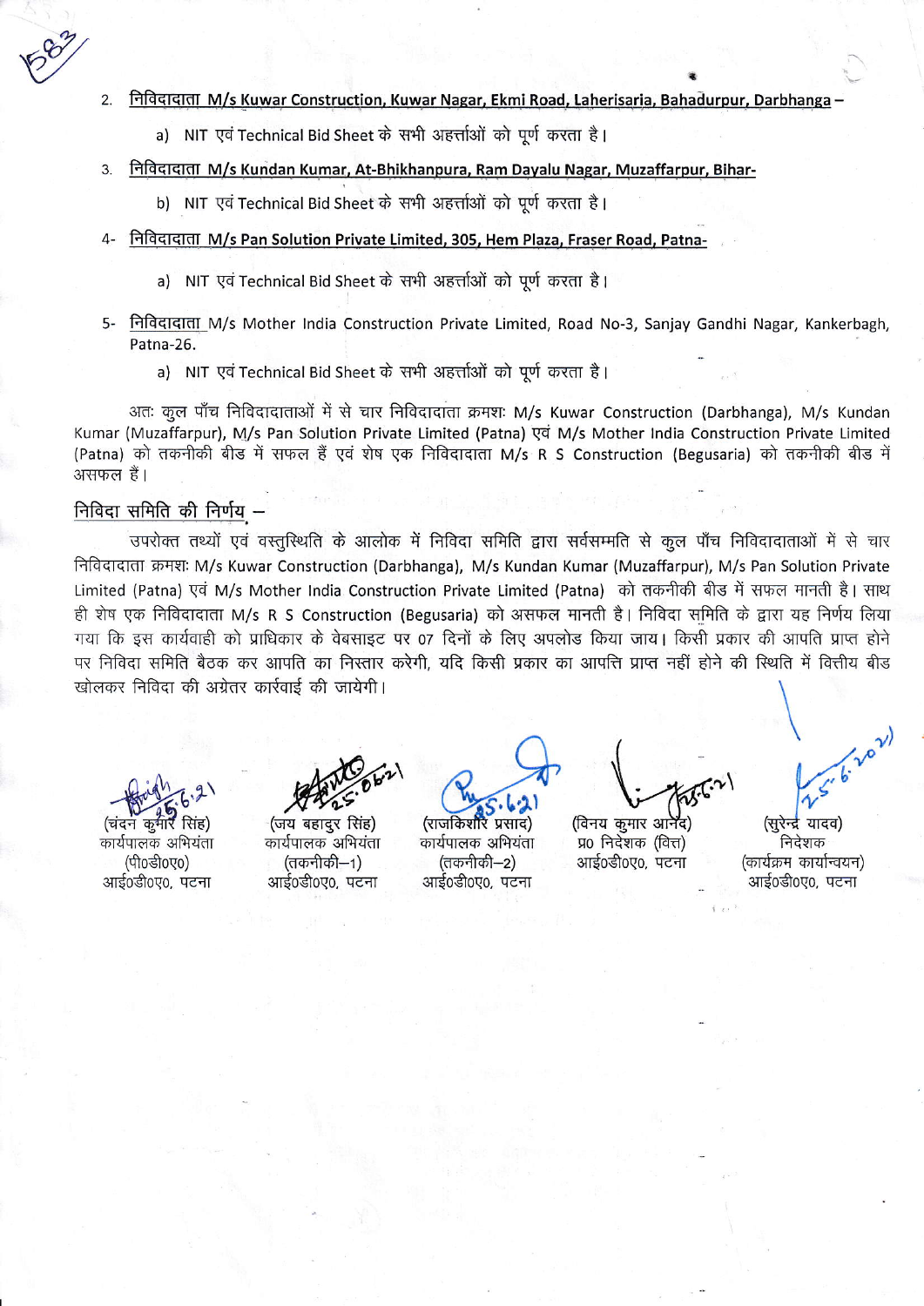2. निविदादाता M/s Kuwar Construction, Kuwar Nagar, Ekmi Road, Laherisaria, Bahadurpur, Darbhanga –

   a) NIT एवं Technical Bid Sheet के सभी अहर्त्ताओं को पूर्ण करता है।

3. निविदादाता M/s Kundan Kumar, At-Bhikhanpura, Ram Dayalu Nagar, Muzaffarpur, Bihar-

   b) NIT एवं Technical Bid Sheet के सभी अहर्त्ताओं को पूर्ण करता है।

4- निविदादाता M/s Pan Solution Private Limited, 305, Hem Plaza, Fraser Road, Patna-

   a) NIT एवं Technical Bid Sheet के सभी अहर्त्ताओं को पूर्ण करता है।

5- निविदादाता M/s Mother India Construction Private Limited, Road No-3, Sanjay Gandhi Nagar, Kankerbagh, Patna-26.

   a) NIT एवं Technical Bid Sheet के सभी अहर्त्ताओं को पूर्ण करता है।

अतः कुल पाँच निविदादाताओं में से चार निविदादाता क्रमशः M/s Kuwar Construction (Darbhanga), M/s Kundan Kumar (Muzaffarpur), M/s Pan Solution Private Limited (Patna) एवं M/s Mother India Construction Private Limited (Patna) को तकनीकी बीड में सफल हैं एवं शेष एक निविदादाता M/s R S Construction (Begusaria) को तकनीकी बीड में असफल हैं।

## निविदा समिति की निर्णय –

उपरोक्त तथ्यों एवं वस्तुस्थिति के आलोक में निविदा समिति द्वारा सर्वसम्मति से कुल पाँच निविदादाताओं में से चार निविदादाता क्रमशः M/s Kuwar Construction (Darbhanga), M/s Kundan Kumar (Muzaffarpur), M/s Pan Solution Private Limited (Patna) एवं M/s Mother India Construction Private Limited (Patna) को तकनीकी बीड में सफल मानती है। साथ ही शेष एक निविदादाता M/s R S Construction (Begusaria) को असफल मानती है। निविदा समिति के द्वारा यह निर्णय लिया गया कि इस कार्यवाही को प्राधिकार के वेबसाइट पर 07 दिनों के लिए अपलोड किया जाय। किसी प्रकार की आपति प्राप्त होने पर निविदा समिति बैठक कर आपति का निस्तार करेगी, यदि किसी प्रकार का आपत्ति प्राप्त नहीं होने की स्थिति में वित्तीय बीड खोलकर निविदा की अग्रेतर कार्रवाई की जायेगी।

| | | | | |
|---|---|---|---|---|
| 25.6.21 | 25.06.21 | 25.6.21 | 25.6.21 | 25.6.2021 |
| (चंदन कुमार सिंह) | (जय बहादुर सिंह) | (राजकिशोर प्रसाद) | (विनय कुमार आनंद) | (सुरेन्द्र यादव) |
| कार्यपालक अभियंता | कार्यपालक अभियंता | कार्यपालक अभियंता | प्र0 निदेशक (वित्त) | निदेशक |
| (पी0डी0ए0) | (तकनीकी–1) | (तकनीकी–2) | आई0डी0ए0, पटना | (कार्यक्रम कार्यान्वयन) |
| आई0डी0ए0, पटना | आई0डी0ए0, पटना | आई0डी0ए0, पटना | | आई0डी0ए0, पटना |